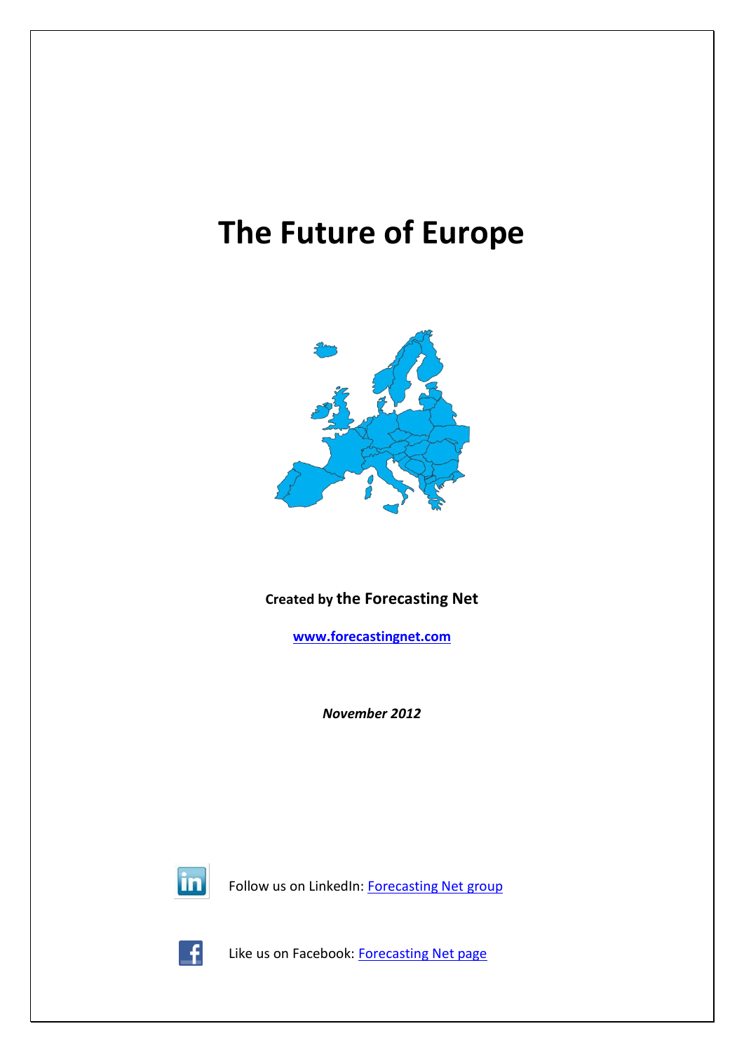# The Future of Europe

**Created by the Forecasting Net**

**www.forecastingnet.com**

***November 2012***

Follow us on LinkedIn: Forecasting Net group

Like us on Facebook: Forecasting Net page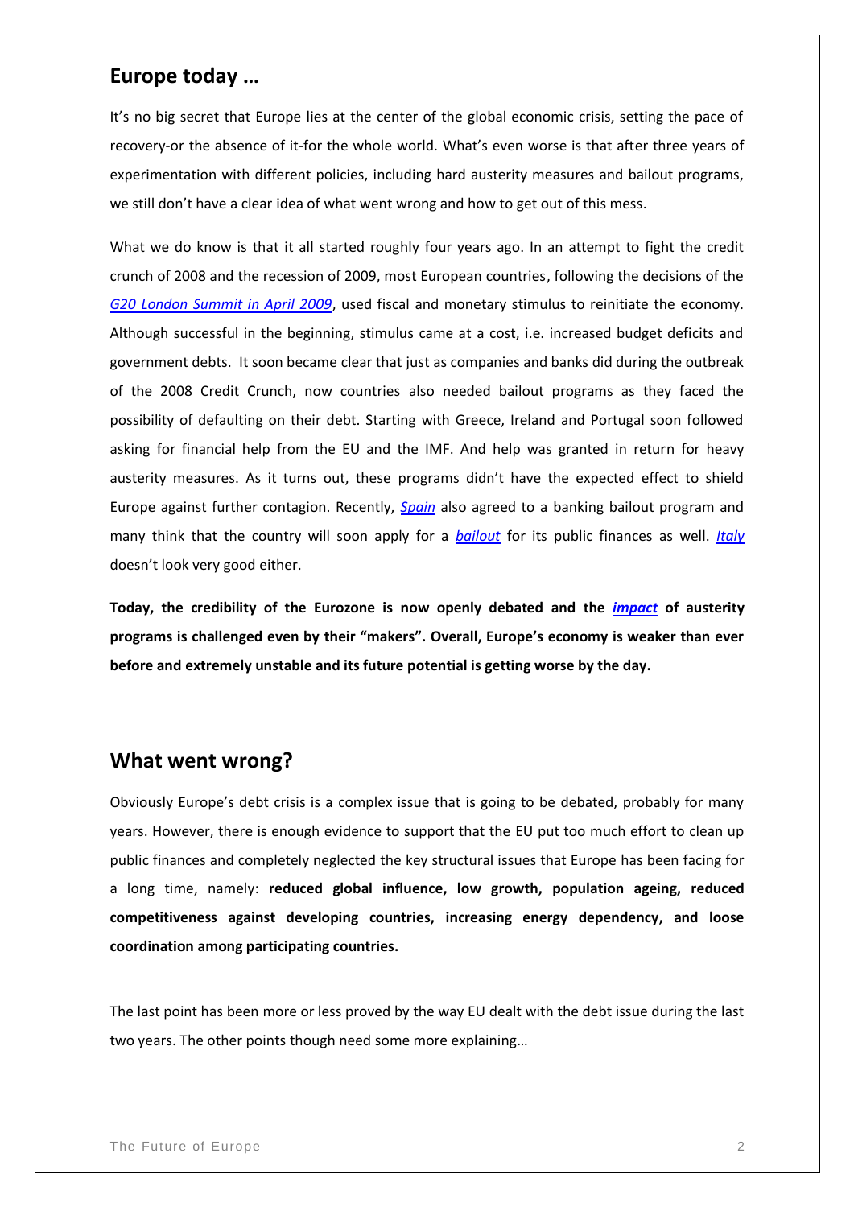## Europe today …

It's no big secret that Europe lies at the center of the global economic crisis, setting the pace of recovery-or the absence of it-for the whole world. What's even worse is that after three years of experimentation with different policies, including hard austerity measures and bailout programs, we still don't have a clear idea of what went wrong and how to get out of this mess.

What we do know is that it all started roughly four years ago. In an attempt to fight the credit crunch of 2008 and the recession of 2009, most European countries, following the decisions of the *G20 London Summit in April 2009*, used fiscal and monetary stimulus to reinitiate the economy. Although successful in the beginning, stimulus came at a cost, i.e. increased budget deficits and government debts. It soon became clear that just as companies and banks did during the outbreak of the 2008 Credit Crunch, now countries also needed bailout programs as they faced the possibility of defaulting on their debt. Starting with Greece, Ireland and Portugal soon followed asking for financial help from the EU and the IMF. And help was granted in return for heavy austerity measures. As it turns out, these programs didn't have the expected effect to shield Europe against further contagion. Recently, *Spain* also agreed to a banking bailout program and many think that the country will soon apply for a *bailout* for its public finances as well. *Italy* doesn't look very good either.

**Today, the credibility of the Eurozone is now openly debated and the *impact* of austerity programs is challenged even by their "makers". Overall, Europe's economy is weaker than ever before and extremely unstable and its future potential is getting worse by the day.**

## What went wrong?

Obviously Europe's debt crisis is a complex issue that is going to be debated, probably for many years. However, there is enough evidence to support that the EU put too much effort to clean up public finances and completely neglected the key structural issues that Europe has been facing for a long time, namely: **reduced global influence, low growth, population ageing, reduced competitiveness against developing countries, increasing energy dependency, and loose coordination among participating countries.**

The last point has been more or less proved by the way EU dealt with the debt issue during the last two years. The other points though need some more explaining…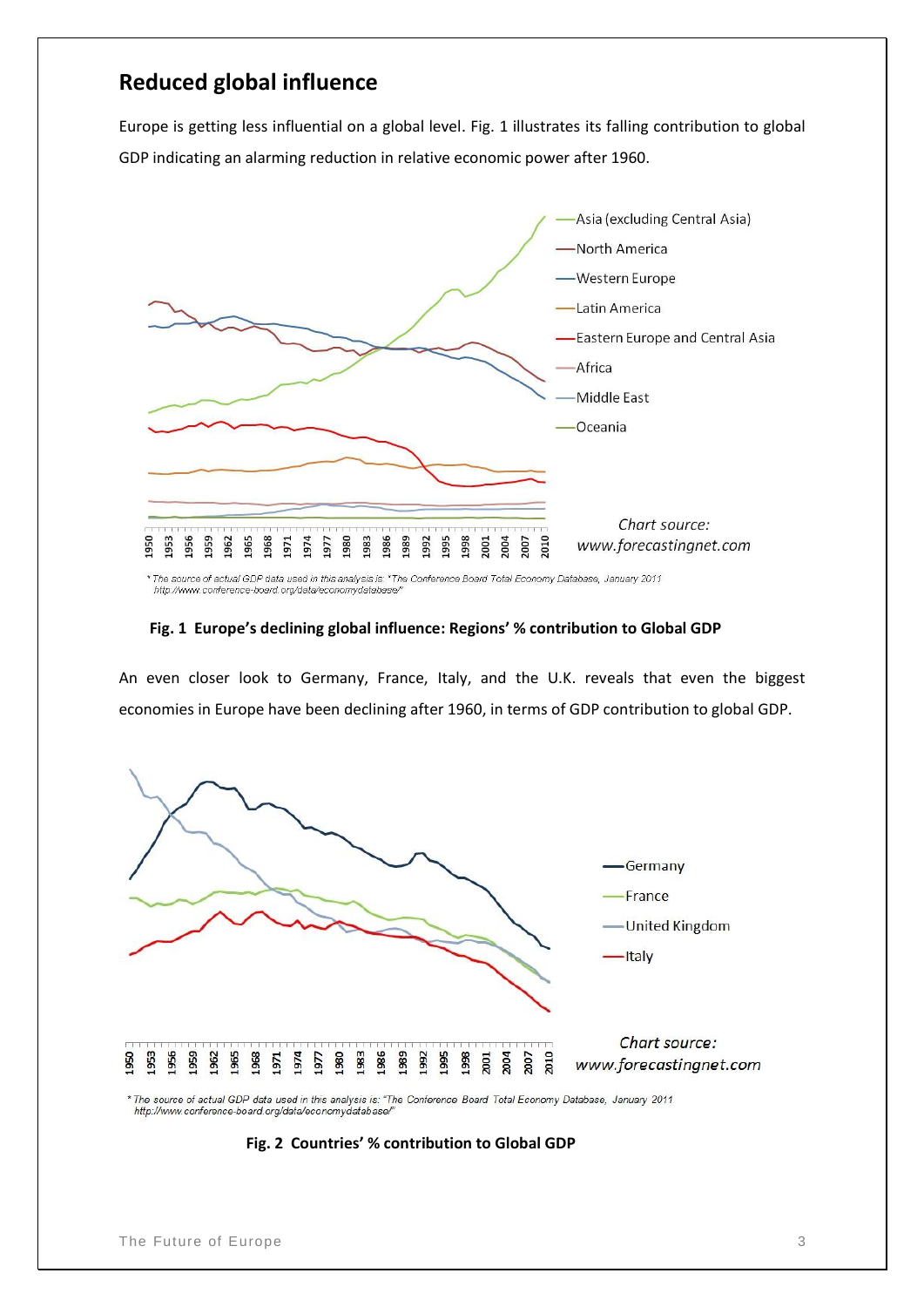## Reduced global influence

Europe is getting less influential on a global level. Fig. 1 illustrates its falling contribution to global GDP indicating an alarming reduction in relative economic power after 1960.

*The source of actual GDP data used in this analysis is: "The Conference Board Total Economy Database, January 2011 http://www.conference-board.org/data/economydatabase/"

**Fig. 1 Europe's declining global influence: Regions' % contribution to Global GDP**

An even closer look to Germany, France, Italy, and the U.K. reveals that even the biggest economies in Europe have been declining after 1960, in terms of GDP contribution to global GDP.

*The source of actual GDP data used in this analysis is: "The Conference Board Total Economy Database, January 2011 http://www.conference-board.org/data/economydatabase/"

**Fig. 2 Countries' % contribution to Global GDP**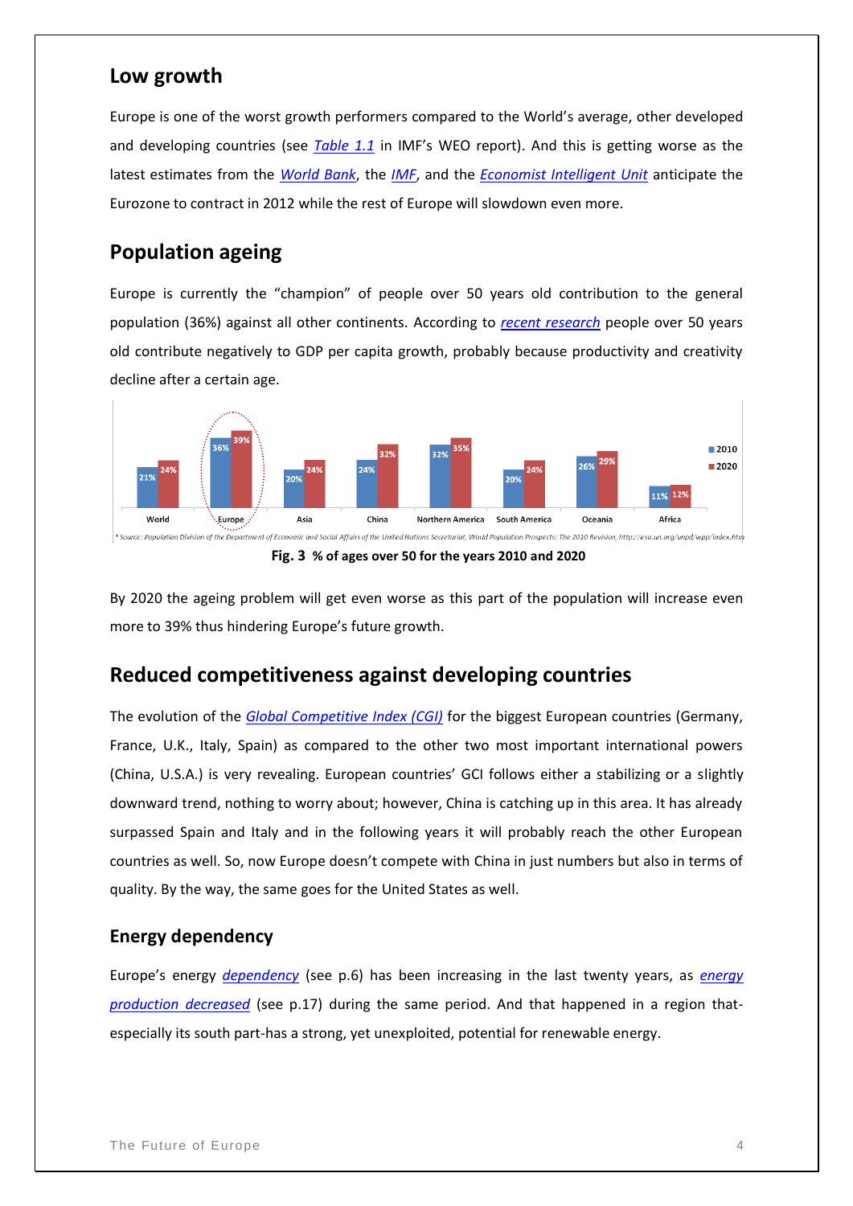## Low growth

Europe is one of the worst growth performers compared to the World's average, other developed and developing countries (see *Table 1.1* in IMF's WEO report). And this is getting worse as the latest estimates from the *World Bank*, the *IMF*, and the *Economist Intelligent Unit* anticipate the Eurozone to contract in 2012 while the rest of Europe will slowdown even more.

## Population ageing

Europe is currently the "champion" of people over 50 years old contribution to the general population (36%) against all other continents. According to *recent research* people over 50 years old contribute negatively to GDP per capita growth, probably because productivity and creativity decline after a certain age.

| | World | Europe | Asia | China | Northern America | South America | Oceania | Africa |
|---|---|---|---|---|---|---|---|---|
| 2010 | 21% | 36% | 20% | 24% | 32% | 20% | 26% | 11% |
| 2020 | 24% | 39% | 24% | 32% | 35% | 24% | 29% | 12% |

\* Source: Population Division of the Department of Economic and Social Affairs of the United Nations Secretariat, World Population Prospects: The 2010 Revision, http://esa.un.org/unpd/wpp/index.htm

**Fig. 3 % of ages over 50 for the years 2010 and 2020**

By 2020 the ageing problem will get even worse as this part of the population will increase even more to 39% thus hindering Europe's future growth.

## Reduced competitiveness against developing countries

The evolution of the *Global Competitive Index (CGI)* for the biggest European countries (Germany, France, U.K., Italy, Spain) as compared to the other two most important international powers (China, U.S.A.) is very revealing. European countries' GCI follows either a stabilizing or a slightly downward trend, nothing to worry about; however, China is catching up in this area. It has already surpassed Spain and Italy and in the following years it will probably reach the other European countries as well. So, now Europe doesn't compete with China in just numbers but also in terms of quality. By the way, the same goes for the United States as well.

### Energy dependency

Europe's energy *dependency* (see p.6) has been increasing in the last twenty years, as *energy production decreased* (see p.17) during the same period. And that happened in a region that-especially its south part-has a strong, yet unexploited, potential for renewable energy.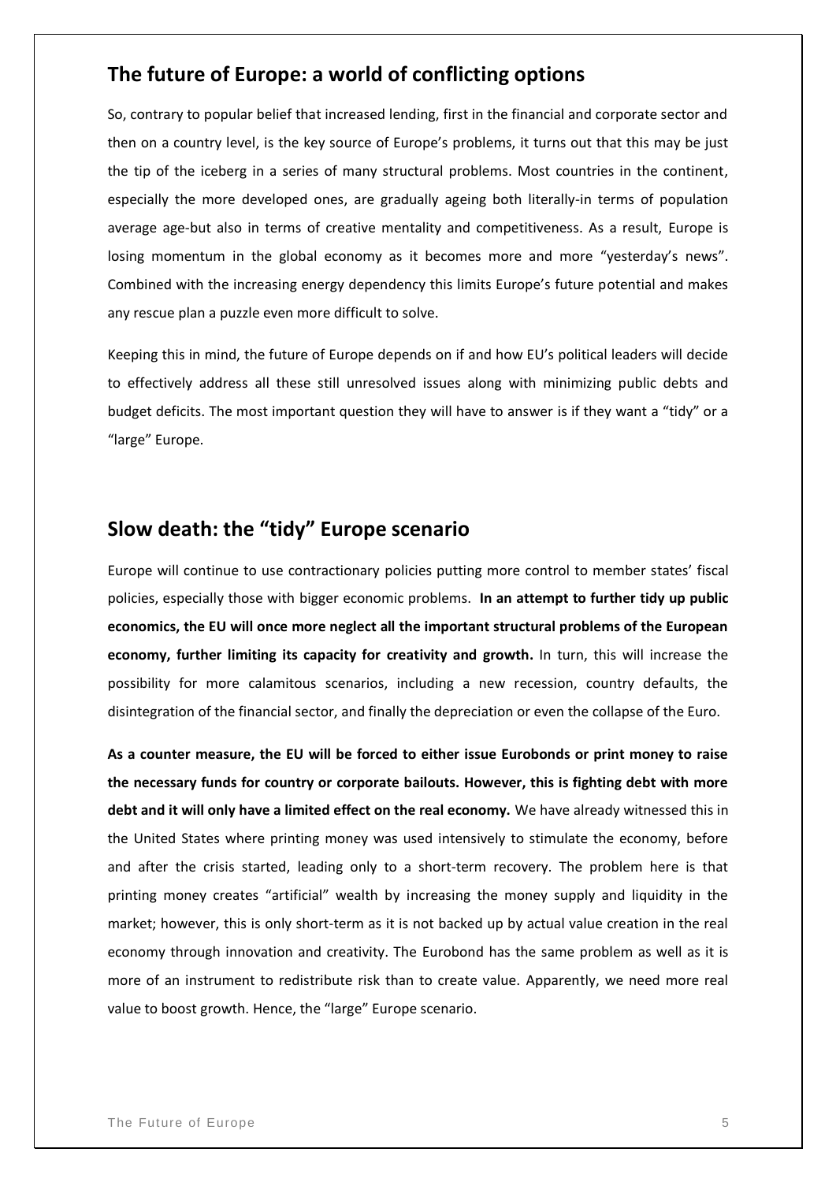## The future of Europe: a world of conflicting options

So, contrary to popular belief that increased lending, first in the financial and corporate sector and then on a country level, is the key source of Europe's problems, it turns out that this may be just the tip of the iceberg in a series of many structural problems. Most countries in the continent, especially the more developed ones, are gradually ageing both literally-in terms of population average age-but also in terms of creative mentality and competitiveness. As a result, Europe is losing momentum in the global economy as it becomes more and more "yesterday's news". Combined with the increasing energy dependency this limits Europe's future potential and makes any rescue plan a puzzle even more difficult to solve.

Keeping this in mind, the future of Europe depends on if and how EU's political leaders will decide to effectively address all these still unresolved issues along with minimizing public debts and budget deficits. The most important question they will have to answer is if they want a "tidy" or a "large" Europe.

## Slow death: the "tidy" Europe scenario

Europe will continue to use contractionary policies putting more control to member states' fiscal policies, especially those with bigger economic problems. **In an attempt to further tidy up public economics, the EU will once more neglect all the important structural problems of the European economy, further limiting its capacity for creativity and growth.** In turn, this will increase the possibility for more calamitous scenarios, including a new recession, country defaults, the disintegration of the financial sector, and finally the depreciation or even the collapse of the Euro.

**As a counter measure, the EU will be forced to either issue Eurobonds or print money to raise the necessary funds for country or corporate bailouts. However, this is fighting debt with more debt and it will only have a limited effect on the real economy.** We have already witnessed this in the United States where printing money was used intensively to stimulate the economy, before and after the crisis started, leading only to a short-term recovery. The problem here is that printing money creates "artificial" wealth by increasing the money supply and liquidity in the market; however, this is only short-term as it is not backed up by actual value creation in the real economy through innovation and creativity. The Eurobond has the same problem as well as it is more of an instrument to redistribute risk than to create value. Apparently, we need more real value to boost growth. Hence, the "large" Europe scenario.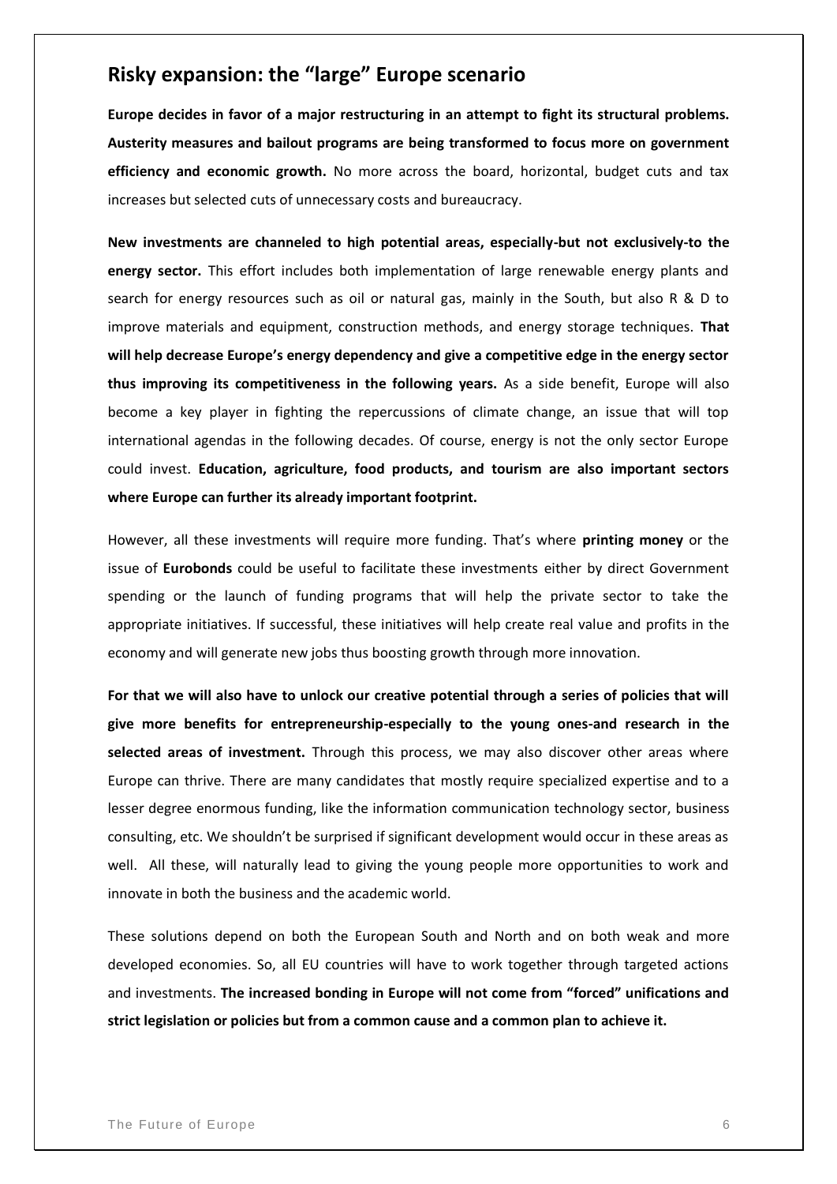## Risky expansion: the "large" Europe scenario

**Europe decides in favor of a major restructuring in an attempt to fight its structural problems. Austerity measures and bailout programs are being transformed to focus more on government efficiency and economic growth.** No more across the board, horizontal, budget cuts and tax increases but selected cuts of unnecessary costs and bureaucracy.

**New investments are channeled to high potential areas, especially-but not exclusively-to the energy sector.** This effort includes both implementation of large renewable energy plants and search for energy resources such as oil or natural gas, mainly in the South, but also R & D to improve materials and equipment, construction methods, and energy storage techniques. **That will help decrease Europe's energy dependency and give a competitive edge in the energy sector thus improving its competitiveness in the following years.** As a side benefit, Europe will also become a key player in fighting the repercussions of climate change, an issue that will top international agendas in the following decades. Of course, energy is not the only sector Europe could invest. **Education, agriculture, food products, and tourism are also important sectors where Europe can further its already important footprint.**

However, all these investments will require more funding. That's where **printing money** or the issue of **Eurobonds** could be useful to facilitate these investments either by direct Government spending or the launch of funding programs that will help the private sector to take the appropriate initiatives. If successful, these initiatives will help create real value and profits in the economy and will generate new jobs thus boosting growth through more innovation.

**For that we will also have to unlock our creative potential through a series of policies that will give more benefits for entrepreneurship-especially to the young ones-and research in the selected areas of investment.** Through this process, we may also discover other areas where Europe can thrive. There are many candidates that mostly require specialized expertise and to a lesser degree enormous funding, like the information communication technology sector, business consulting, etc. We shouldn't be surprised if significant development would occur in these areas as well. All these, will naturally lead to giving the young people more opportunities to work and innovate in both the business and the academic world.

These solutions depend on both the European South and North and on both weak and more developed economies. So, all EU countries will have to work together through targeted actions and investments. **The increased bonding in Europe will not come from "forced" unifications and strict legislation or policies but from a common cause and a common plan to achieve it.**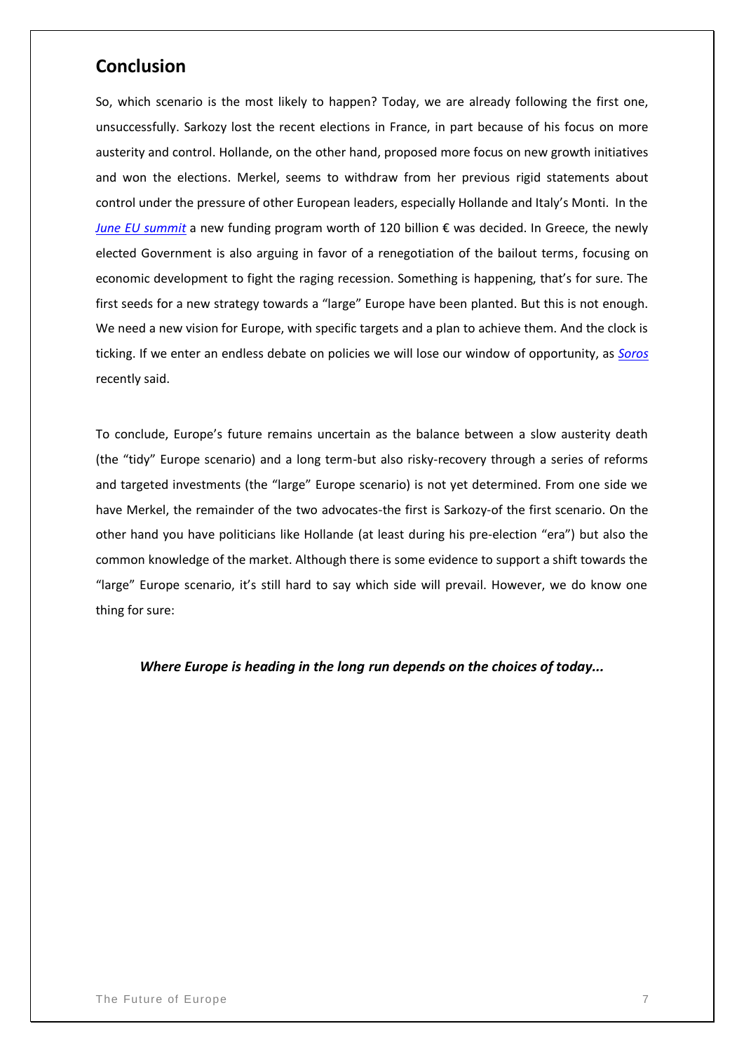## Conclusion

So, which scenario is the most likely to happen? Today, we are already following the first one, unsuccessfully. Sarkozy lost the recent elections in France, in part because of his focus on more austerity and control. Hollande, on the other hand, proposed more focus on new growth initiatives and won the elections. Merkel, seems to withdraw from her previous rigid statements about control under the pressure of other European leaders, especially Hollande and Italy's Monti. In the *June EU summit* a new funding program worth of 120 billion € was decided. In Greece, the newly elected Government is also arguing in favor of a renegotiation of the bailout terms, focusing on economic development to fight the raging recession. Something is happening, that's for sure. The first seeds for a new strategy towards a "large" Europe have been planted. But this is not enough. We need a new vision for Europe, with specific targets and a plan to achieve them. And the clock is ticking. If we enter an endless debate on policies we will lose our window of opportunity, as *Soros* recently said.

To conclude, Europe's future remains uncertain as the balance between a slow austerity death (the "tidy" Europe scenario) and a long term-but also risky-recovery through a series of reforms and targeted investments (the "large" Europe scenario) is not yet determined. From one side we have Merkel, the remainder of the two advocates-the first is Sarkozy-of the first scenario. On the other hand you have politicians like Hollande (at least during his pre-election "era") but also the common knowledge of the market. Although there is some evidence to support a shift towards the "large" Europe scenario, it's still hard to say which side will prevail. However, we do know one thing for sure:

***Where Europe is heading in the long run depends on the choices of today...***